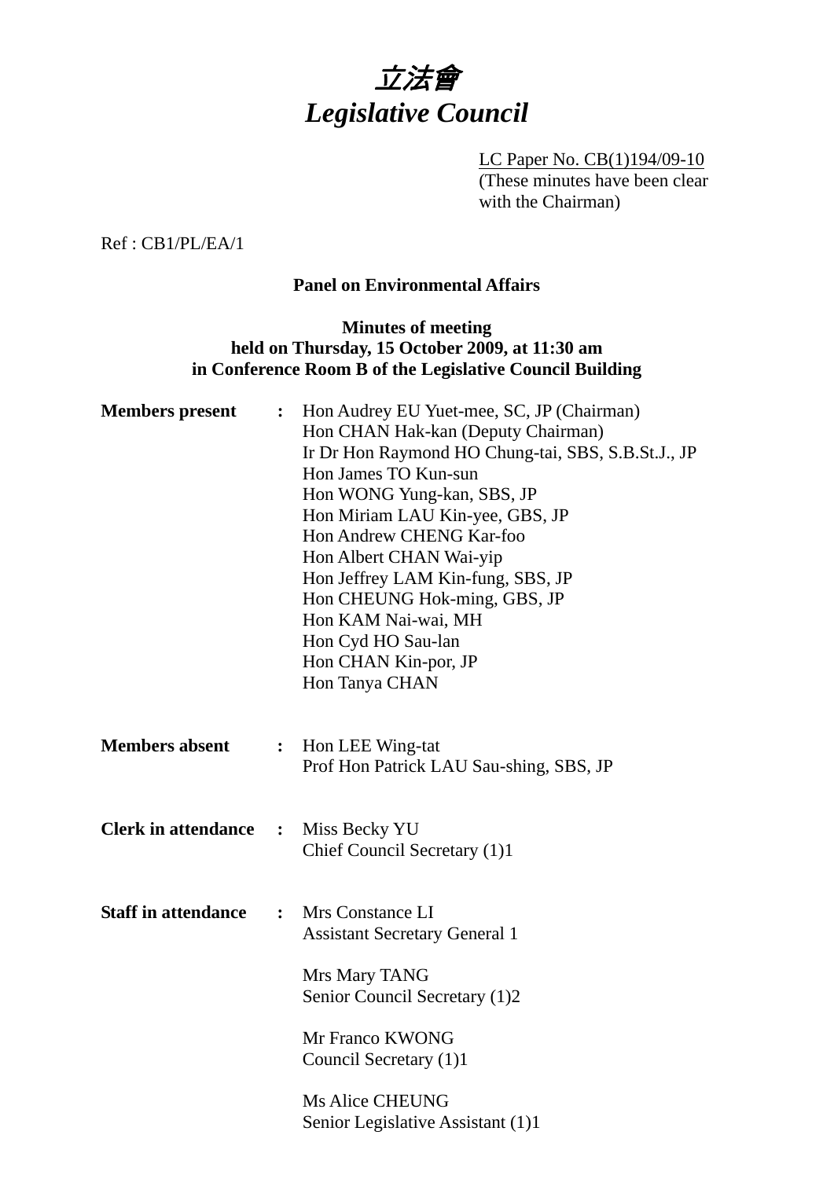# *立法會*
# *Legislative Council*

LC Paper No. CB(1)194/09-10
(These minutes have been clear with the Chairman)

Ref : CB1/PL/EA/1

**Panel on Environmental Affairs**

**Minutes of meeting**
**held on Thursday, 15 October 2009, at 11:30 am**
**in Conference Room B of the Legislative Council Building**

**Members present** : Hon Audrey EU Yuet-mee, SC, JP (Chairman)
Hon CHAN Hak-kan (Deputy Chairman)
Ir Dr Hon Raymond HO Chung-tai, SBS, S.B.St.J., JP
Hon James TO Kun-sun
Hon WONG Yung-kan, SBS, JP
Hon Miriam LAU Kin-yee, GBS, JP
Hon Andrew CHENG Kar-foo
Hon Albert CHAN Wai-yip
Hon Jeffrey LAM Kin-fung, SBS, JP
Hon CHEUNG Hok-ming, GBS, JP
Hon KAM Nai-wai, MH
Hon Cyd HO Sau-lan
Hon CHAN Kin-por, JP
Hon Tanya CHAN

**Members absent** : Hon LEE Wing-tat
Prof Hon Patrick LAU Sau-shing, SBS, JP

**Clerk in attendance** : Miss Becky YU
Chief Council Secretary (1)1

**Staff in attendance** : Mrs Constance LI
Assistant Secretary General 1

Mrs Mary TANG
Senior Council Secretary (1)2

Mr Franco KWONG
Council Secretary (1)1

Ms Alice CHEUNG
Senior Legislative Assistant (1)1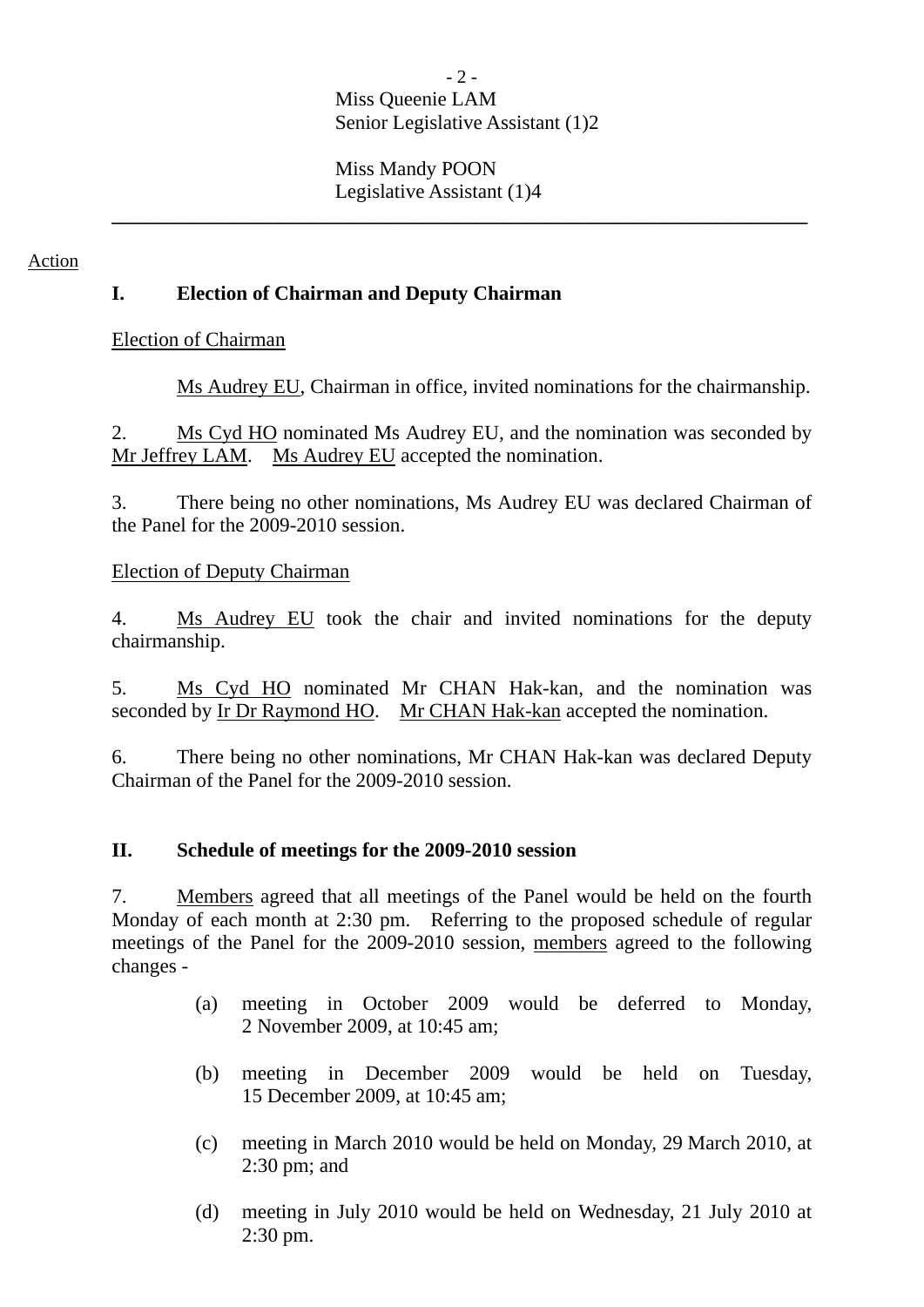Miss Queenie LAM
Senior Legislative Assistant (1)2

Miss Mandy POON
Legislative Assistant (1)4

---

Action

## I. Election of Chairman and Deputy Chairman

Election of Chairman

Ms Audrey EU, Chairman in office, invited nominations for the chairmanship.

2. Ms Cyd HO nominated Ms Audrey EU, and the nomination was seconded by Mr Jeffrey LAM. Ms Audrey EU accepted the nomination.

3. There being no other nominations, Ms Audrey EU was declared Chairman of the Panel for the 2009-2010 session.

Election of Deputy Chairman

4. Ms Audrey EU took the chair and invited nominations for the deputy chairmanship.

5. Ms Cyd HO nominated Mr CHAN Hak-kan, and the nomination was seconded by Ir Dr Raymond HO. Mr CHAN Hak-kan accepted the nomination.

6. There being no other nominations, Mr CHAN Hak-kan was declared Deputy Chairman of the Panel for the 2009-2010 session.

## II. Schedule of meetings for the 2009-2010 session

7. Members agreed that all meetings of the Panel would be held on the fourth Monday of each month at 2:30 pm. Referring to the proposed schedule of regular meetings of the Panel for the 2009-2010 session, members agreed to the following changes -

(a) meeting in October 2009 would be deferred to Monday, 2 November 2009, at 10:45 am;

(b) meeting in December 2009 would be held on Tuesday, 15 December 2009, at 10:45 am;

(c) meeting in March 2010 would be held on Monday, 29 March 2010, at 2:30 pm; and

(d) meeting in July 2010 would be held on Wednesday, 21 July 2010 at 2:30 pm.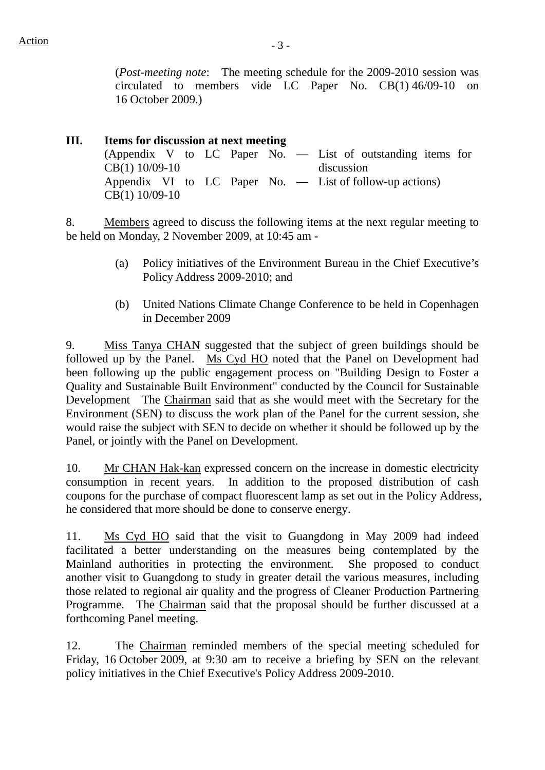(*Post-meeting note*: The meeting schedule for the 2009-2010 session was circulated to members vide LC Paper No. CB(1) 46/09-10 on 16 October 2009.)

## III. Items for discussion at next meeting

(Appendix V to LC Paper No. CB(1) 10/09-10 — List of outstanding items for discussion
Appendix VI to LC Paper No. CB(1) 10/09-10 — List of follow-up actions)

8. Members agreed to discuss the following items at the next regular meeting to be held on Monday, 2 November 2009, at 10:45 am -

(a) Policy initiatives of the Environment Bureau in the Chief Executive's Policy Address 2009-2010; and

(b) United Nations Climate Change Conference to be held in Copenhagen in December 2009

9. Miss Tanya CHAN suggested that the subject of green buildings should be followed up by the Panel. Ms Cyd HO noted that the Panel on Development had been following up the public engagement process on "Building Design to Foster a Quality and Sustainable Built Environment" conducted by the Council for Sustainable Development The Chairman said that as she would meet with the Secretary for the Environment (SEN) to discuss the work plan of the Panel for the current session, she would raise the subject with SEN to decide on whether it should be followed up by the Panel, or jointly with the Panel on Development.

10. Mr CHAN Hak-kan expressed concern on the increase in domestic electricity consumption in recent years. In addition to the proposed distribution of cash coupons for the purchase of compact fluorescent lamp as set out in the Policy Address, he considered that more should be done to conserve energy.

11. Ms Cyd HO said that the visit to Guangdong in May 2009 had indeed facilitated a better understanding on the measures being contemplated by the Mainland authorities in protecting the environment. She proposed to conduct another visit to Guangdong to study in greater detail the various measures, including those related to regional air quality and the progress of Cleaner Production Partnering Programme. The Chairman said that the proposal should be further discussed at a forthcoming Panel meeting.

12. The Chairman reminded members of the special meeting scheduled for Friday, 16 October 2009, at 9:30 am to receive a briefing by SEN on the relevant policy initiatives in the Chief Executive's Policy Address 2009-2010.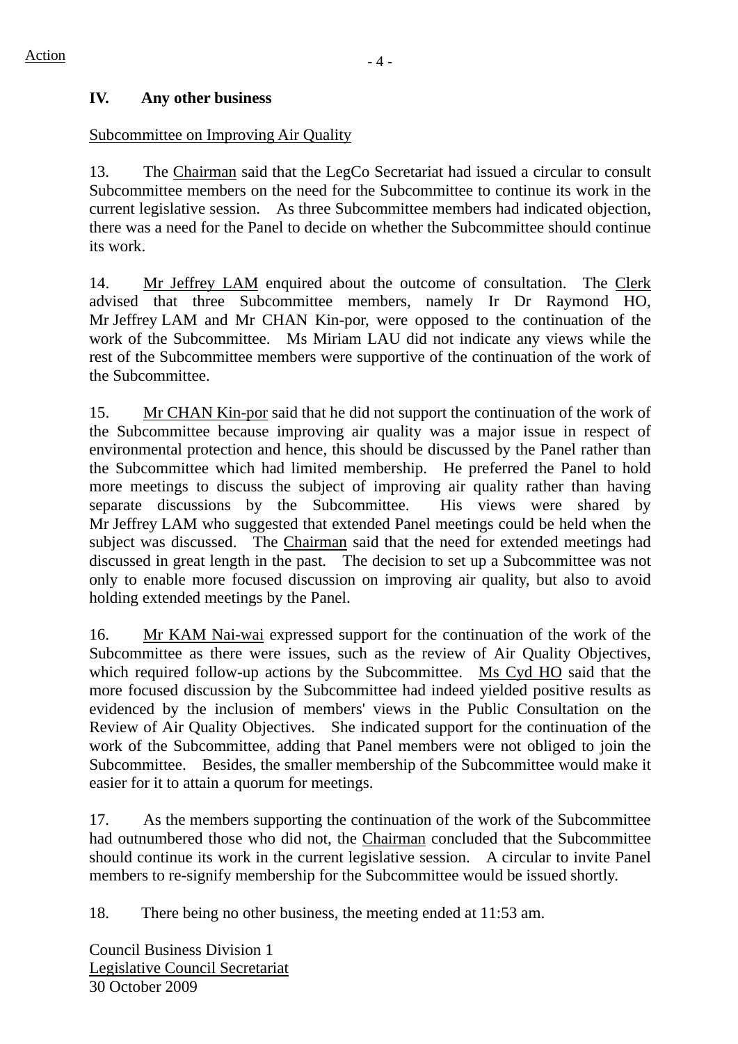Action

## IV. Any other business

Subcommittee on Improving Air Quality

13. The Chairman said that the LegCo Secretariat had issued a circular to consult Subcommittee members on the need for the Subcommittee to continue its work in the current legislative session. As three Subcommittee members had indicated objection, there was a need for the Panel to decide on whether the Subcommittee should continue its work.

14. Mr Jeffrey LAM enquired about the outcome of consultation. The Clerk advised that three Subcommittee members, namely Ir Dr Raymond HO, Mr Jeffrey LAM and Mr CHAN Kin-por, were opposed to the continuation of the work of the Subcommittee. Ms Miriam LAU did not indicate any views while the rest of the Subcommittee members were supportive of the continuation of the work of the Subcommittee.

15. Mr CHAN Kin-por said that he did not support the continuation of the work of the Subcommittee because improving air quality was a major issue in respect of environmental protection and hence, this should be discussed by the Panel rather than the Subcommittee which had limited membership. He preferred the Panel to hold more meetings to discuss the subject of improving air quality rather than having separate discussions by the Subcommittee. His views were shared by Mr Jeffrey LAM who suggested that extended Panel meetings could be held when the subject was discussed. The Chairman said that the need for extended meetings had discussed in great length in the past. The decision to set up a Subcommittee was not only to enable more focused discussion on improving air quality, but also to avoid holding extended meetings by the Panel.

16. Mr KAM Nai-wai expressed support for the continuation of the work of the Subcommittee as there were issues, such as the review of Air Quality Objectives, which required follow-up actions by the Subcommittee. Ms Cyd HO said that the more focused discussion by the Subcommittee had indeed yielded positive results as evidenced by the inclusion of members' views in the Public Consultation on the Review of Air Quality Objectives. She indicated support for the continuation of the work of the Subcommittee, adding that Panel members were not obliged to join the Subcommittee. Besides, the smaller membership of the Subcommittee would make it easier for it to attain a quorum for meetings.

17. As the members supporting the continuation of the work of the Subcommittee had outnumbered those who did not, the Chairman concluded that the Subcommittee should continue its work in the current legislative session. A circular to invite Panel members to re-signify membership for the Subcommittee would be issued shortly.

18. There being no other business, the meeting ended at 11:53 am.

Council Business Division 1
Legislative Council Secretariat
30 October 2009